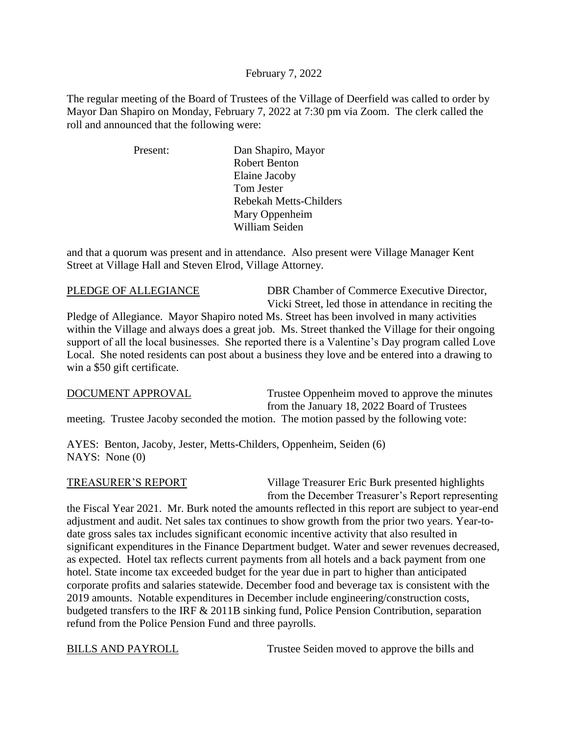February 7, 2022

The regular meeting of the Board of Trustees of the Village of Deerfield was called to order by Mayor Dan Shapiro on Monday, February 7, 2022 at 7:30 pm via Zoom. The clerk called the roll and announced that the following were:

Present:
- Dan Shapiro, Mayor
- Robert Benton
- Elaine Jacoby
- Tom Jester
- Rebekah Metts-Childers
- Mary Oppenheim
- William Seiden

and that a quorum was present and in attendance. Also present were Village Manager Kent Street at Village Hall and Steven Elrod, Village Attorney.

<u>PLEDGE OF ALLEGIANCE</u> DBR Chamber of Commerce Executive Director, Vicki Street, led those in attendance in reciting the Pledge of Allegiance. Mayor Shapiro noted Ms. Street has been involved in many activities within the Village and always does a great job. Ms. Street thanked the Village for their ongoing support of all the local businesses. She reported there is a Valentine's Day program called Love Local. She noted residents can post about a business they love and be entered into a drawing to win a $50 gift certificate.

<u>DOCUMENT APPROVAL</u> Trustee Oppenheim moved to approve the minutes from the January 18, 2022 Board of Trustees meeting. Trustee Jacoby seconded the motion. The motion passed by the following vote:

AYES: Benton, Jacoby, Jester, Metts-Childers, Oppenheim, Seiden (6)
NAYS: None (0)

<u>TREASURER'S REPORT</u> Village Treasurer Eric Burk presented highlights from the December Treasurer's Report representing the Fiscal Year 2021. Mr. Burk noted the amounts reflected in this report are subject to year-end adjustment and audit. Net sales tax continues to show growth from the prior two years. Year-to-date gross sales tax includes significant economic incentive activity that also resulted in significant expenditures in the Finance Department budget. Water and sewer revenues decreased, as expected. Hotel tax reflects current payments from all hotels and a back payment from one hotel. State income tax exceeded budget for the year due in part to higher than anticipated corporate profits and salaries statewide. December food and beverage tax is consistent with the 2019 amounts. Notable expenditures in December include engineering/construction costs, budgeted transfers to the IRF & 2011B sinking fund, Police Pension Contribution, separation refund from the Police Pension Fund and three payrolls.

<u>BILLS AND PAYROLL</u> Trustee Seiden moved to approve the bills and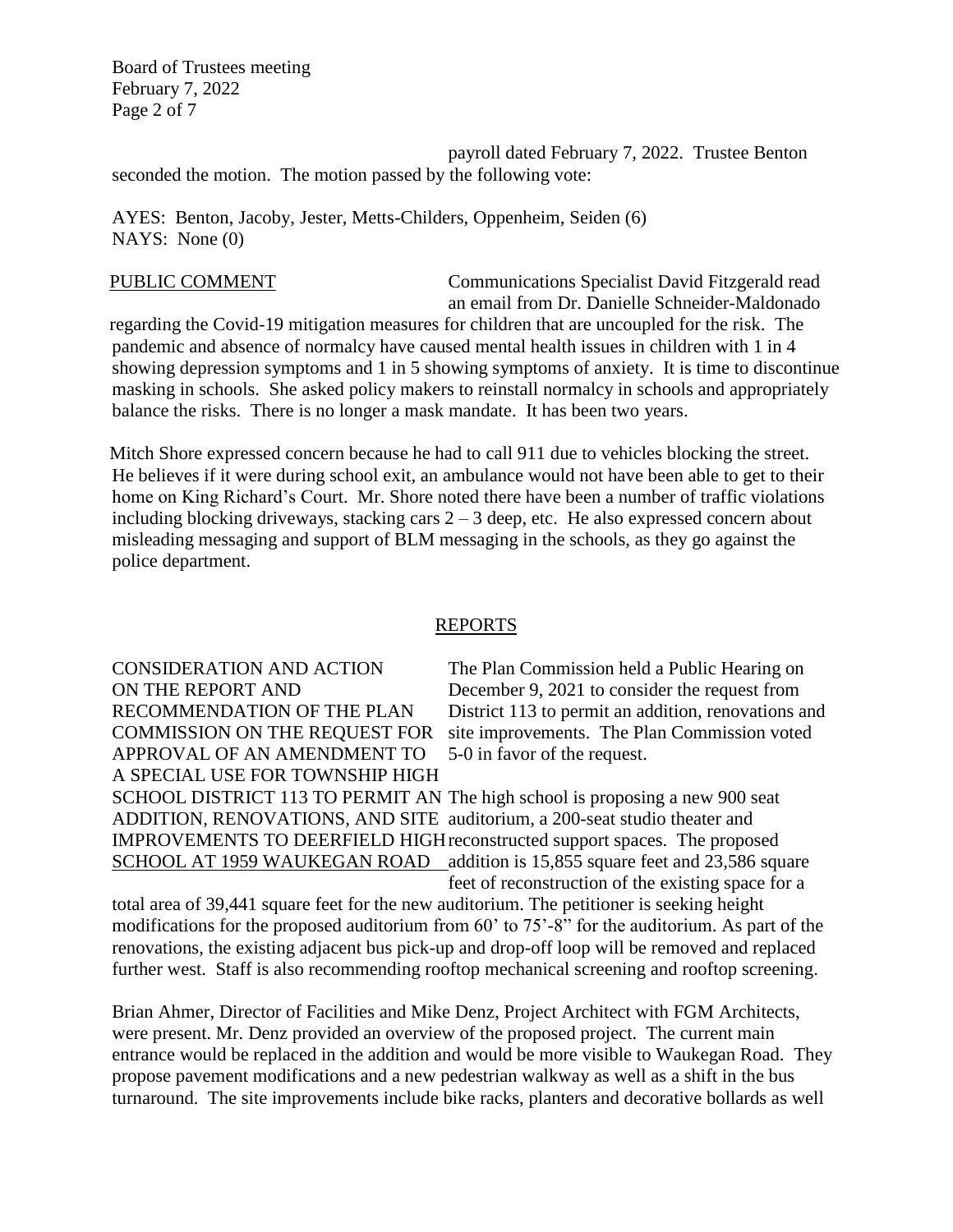payroll dated February 7, 2022. Trustee Benton seconded the motion. The motion passed by the following vote:

AYES: Benton, Jacoby, Jester, Metts-Childers, Oppenheim, Seiden (6)
NAYS: None (0)

PUBLIC COMMENT

Communications Specialist David Fitzgerald read an email from Dr. Danielle Schneider-Maldonado regarding the Covid-19 mitigation measures for children that are uncoupled for the risk. The pandemic and absence of normalcy have caused mental health issues in children with 1 in 4 showing depression symptoms and 1 in 5 showing symptoms of anxiety. It is time to discontinue masking in schools. She asked policy makers to reinstall normalcy in schools and appropriately balance the risks. There is no longer a mask mandate. It has been two years.

Mitch Shore expressed concern because he had to call 911 due to vehicles blocking the street. He believes if it were during school exit, an ambulance would not have been able to get to their home on King Richard's Court. Mr. Shore noted there have been a number of traffic violations including blocking driveways, stacking cars 2 – 3 deep, etc. He also expressed concern about misleading messaging and support of BLM messaging in the schools, as they go against the police department.

## REPORTS

CONSIDERATION AND ACTION ON THE REPORT AND RECOMMENDATION OF THE PLAN COMMISSION ON THE REQUEST FOR APPROVAL OF AN AMENDMENT TO A SPECIAL USE FOR TOWNSHIP HIGH SCHOOL DISTRICT 113 TO PERMIT AN ADDITION, RENOVATIONS, AND SITE IMPROVEMENTS TO DEERFIELD HIGH SCHOOL AT 1959 WAUKEGAN ROAD

The Plan Commission held a Public Hearing on December 9, 2021 to consider the request from District 113 to permit an addition, renovations and site improvements. The Plan Commission voted 5-0 in favor of the request.

The high school is proposing a new 900 seat auditorium, a 200-seat studio theater and reconstructed support spaces. The proposed addition is 15,855 square feet and 23,586 square feet of reconstruction of the existing space for a total area of 39,441 square feet for the new auditorium. The petitioner is seeking height modifications for the proposed auditorium from 60' to 75'-8" for the auditorium. As part of the renovations, the existing adjacent bus pick-up and drop-off loop will be removed and replaced further west. Staff is also recommending rooftop mechanical screening and rooftop screening.

Brian Ahmer, Director of Facilities and Mike Denz, Project Architect with FGM Architects, were present. Mr. Denz provided an overview of the proposed project. The current main entrance would be replaced in the addition and would be more visible to Waukegan Road. They propose pavement modifications and a new pedestrian walkway as well as a shift in the bus turnaround. The site improvements include bike racks, planters and decorative bollards as well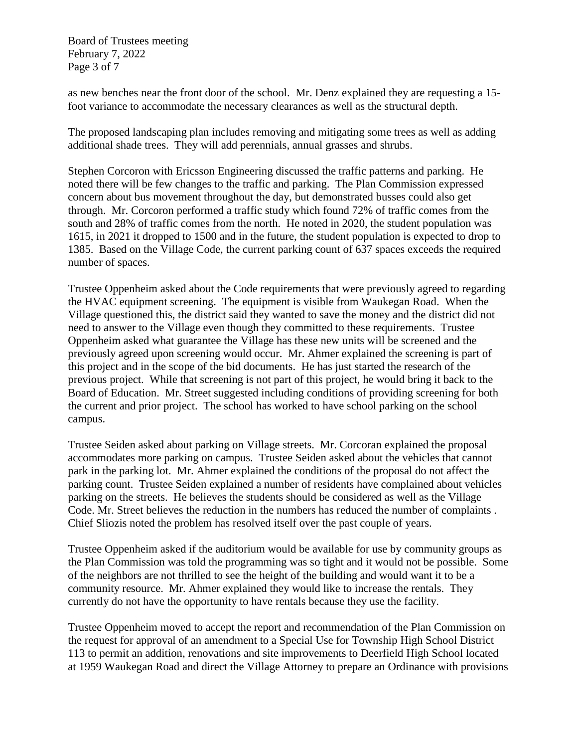as new benches near the front door of the school. Mr. Denz explained they are requesting a 15-foot variance to accommodate the necessary clearances as well as the structural depth.

The proposed landscaping plan includes removing and mitigating some trees as well as adding additional shade trees. They will add perennials, annual grasses and shrubs.

Stephen Corcoron with Ericsson Engineering discussed the traffic patterns and parking. He noted there will be few changes to the traffic and parking. The Plan Commission expressed concern about bus movement throughout the day, but demonstrated busses could also get through. Mr. Corcoron performed a traffic study which found 72% of traffic comes from the south and 28% of traffic comes from the north. He noted in 2020, the student population was 1615, in 2021 it dropped to 1500 and in the future, the student population is expected to drop to 1385. Based on the Village Code, the current parking count of 637 spaces exceeds the required number of spaces.

Trustee Oppenheim asked about the Code requirements that were previously agreed to regarding the HVAC equipment screening. The equipment is visible from Waukegan Road. When the Village questioned this, the district said they wanted to save the money and the district did not need to answer to the Village even though they committed to these requirements. Trustee Oppenheim asked what guarantee the Village has these new units will be screened and the previously agreed upon screening would occur. Mr. Ahmer explained the screening is part of this project and in the scope of the bid documents. He has just started the research of the previous project. While that screening is not part of this project, he would bring it back to the Board of Education. Mr. Street suggested including conditions of providing screening for both the current and prior project. The school has worked to have school parking on the school campus.

Trustee Seiden asked about parking on Village streets. Mr. Corcoran explained the proposal accommodates more parking on campus. Trustee Seiden asked about the vehicles that cannot park in the parking lot. Mr. Ahmer explained the conditions of the proposal do not affect the parking count. Trustee Seiden explained a number of residents have complained about vehicles parking on the streets. He believes the students should be considered as well as the Village Code. Mr. Street believes the reduction in the numbers has reduced the number of complaints . Chief Sliozis noted the problem has resolved itself over the past couple of years.

Trustee Oppenheim asked if the auditorium would be available for use by community groups as the Plan Commission was told the programming was so tight and it would not be possible. Some of the neighbors are not thrilled to see the height of the building and would want it to be a community resource. Mr. Ahmer explained they would like to increase the rentals. They currently do not have the opportunity to have rentals because they use the facility.

Trustee Oppenheim moved to accept the report and recommendation of the Plan Commission on the request for approval of an amendment to a Special Use for Township High School District 113 to permit an addition, renovations and site improvements to Deerfield High School located at 1959 Waukegan Road and direct the Village Attorney to prepare an Ordinance with provisions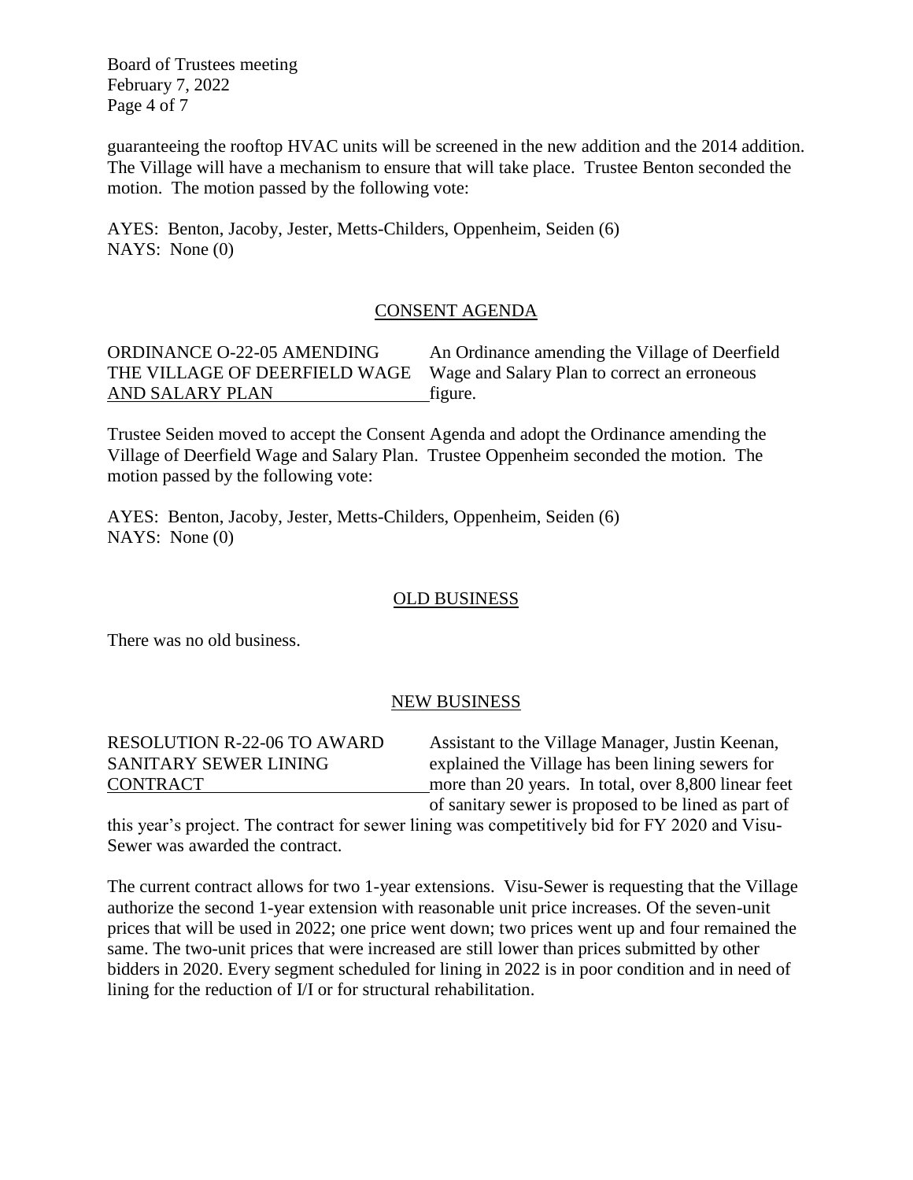guaranteeing the rooftop HVAC units will be screened in the new addition and the 2014 addition. The Village will have a mechanism to ensure that will take place. Trustee Benton seconded the motion. The motion passed by the following vote:

AYES: Benton, Jacoby, Jester, Metts-Childers, Oppenheim, Seiden (6)
NAYS: None (0)

## CONSENT AGENDA

**ORDINANCE O-22-05 AMENDING THE VILLAGE OF DEERFIELD WAGE AND SALARY PLAN**

An Ordinance amending the Village of Deerfield Wage and Salary Plan to correct an erroneous figure.

Trustee Seiden moved to accept the Consent Agenda and adopt the Ordinance amending the Village of Deerfield Wage and Salary Plan. Trustee Oppenheim seconded the motion. The motion passed by the following vote:

AYES: Benton, Jacoby, Jester, Metts-Childers, Oppenheim, Seiden (6)
NAYS: None (0)

## OLD BUSINESS

There was no old business.

## NEW BUSINESS

**RESOLUTION R-22-06 TO AWARD SANITARY SEWER LINING CONTRACT**

Assistant to the Village Manager, Justin Keenan, explained the Village has been lining sewers for more than 20 years. In total, over 8,800 linear feet of sanitary sewer is proposed to be lined as part of this year's project. The contract for sewer lining was competitively bid for FY 2020 and Visu-Sewer was awarded the contract.

The current contract allows for two 1-year extensions. Visu-Sewer is requesting that the Village authorize the second 1-year extension with reasonable unit price increases. Of the seven-unit prices that will be used in 2022; one price went down; two prices went up and four remained the same. The two-unit prices that were increased are still lower than prices submitted by other bidders in 2020. Every segment scheduled for lining in 2022 is in poor condition and in need of lining for the reduction of I/I or for structural rehabilitation.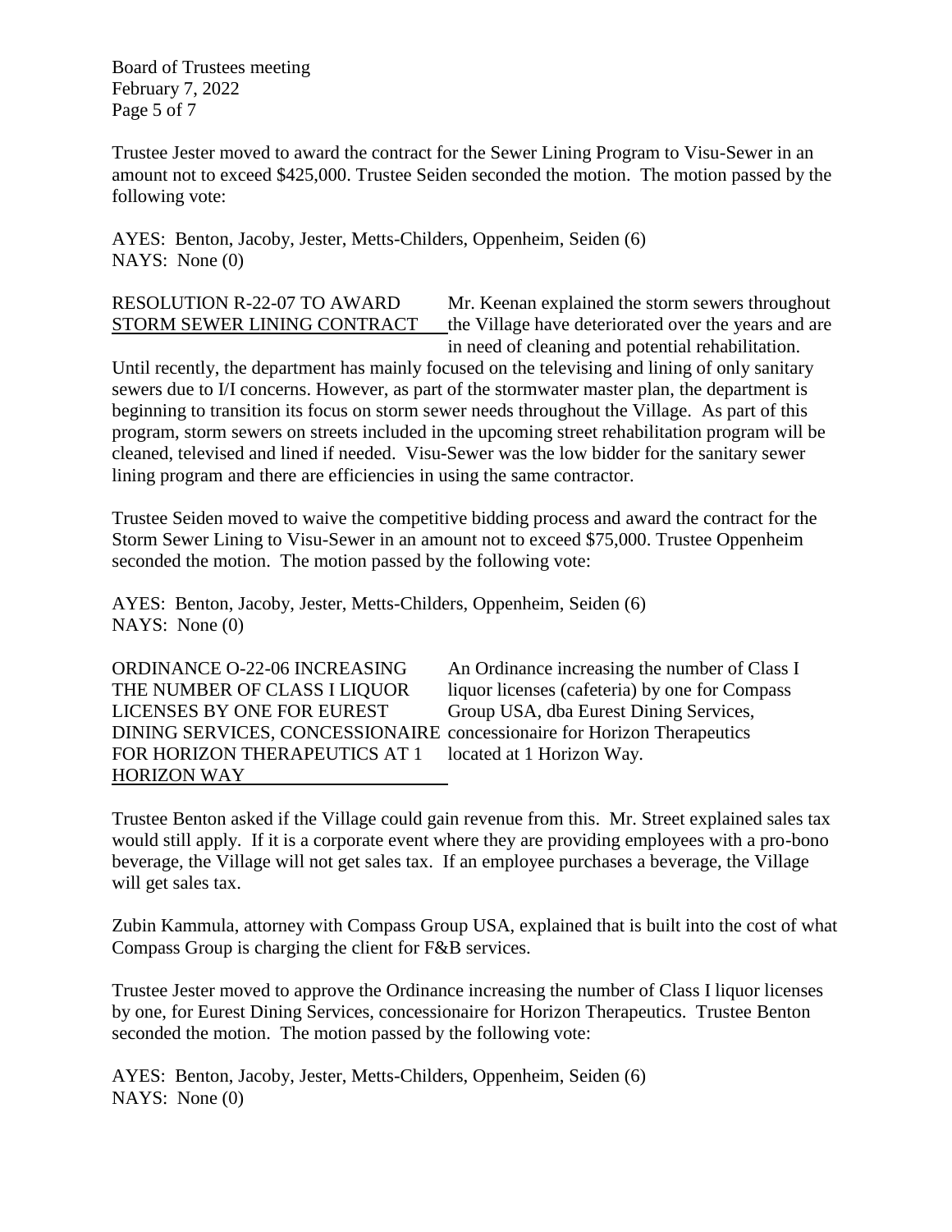Trustee Jester moved to award the contract for the Sewer Lining Program to Visu-Sewer in an amount not to exceed $425,000. Trustee Seiden seconded the motion. The motion passed by the following vote:

AYES: Benton, Jacoby, Jester, Metts-Childers, Oppenheim, Seiden (6)
NAYS: None (0)

**RESOLUTION R-22-07 TO AWARD STORM SEWER LINING CONTRACT**

Mr. Keenan explained the storm sewers throughout the Village have deteriorated over the years and are in need of cleaning and potential rehabilitation. Until recently, the department has mainly focused on the televising and lining of only sanitary sewers due to I/I concerns. However, as part of the stormwater master plan, the department is beginning to transition its focus on storm sewer needs throughout the Village. As part of this program, storm sewers on streets included in the upcoming street rehabilitation program will be cleaned, televised and lined if needed. Visu-Sewer was the low bidder for the sanitary sewer lining program and there are efficiencies in using the same contractor.

Trustee Seiden moved to waive the competitive bidding process and award the contract for the Storm Sewer Lining to Visu-Sewer in an amount not to exceed $75,000. Trustee Oppenheim seconded the motion. The motion passed by the following vote:

AYES: Benton, Jacoby, Jester, Metts-Childers, Oppenheim, Seiden (6)
NAYS: None (0)

**ORDINANCE O-22-06 INCREASING THE NUMBER OF CLASS I LIQUOR LICENSES BY ONE FOR EUREST DINING SERVICES, CONCESSIONAIRE FOR HORIZON THERAPEUTICS AT 1 HORIZON WAY**

An Ordinance increasing the number of Class I liquor licenses (cafeteria) by one for Compass Group USA, dba Eurest Dining Services, concessionaire for Horizon Therapeutics located at 1 Horizon Way.

Trustee Benton asked if the Village could gain revenue from this. Mr. Street explained sales tax would still apply. If it is a corporate event where they are providing employees with a pro-bono beverage, the Village will not get sales tax. If an employee purchases a beverage, the Village will get sales tax.

Zubin Kammula, attorney with Compass Group USA, explained that is built into the cost of what Compass Group is charging the client for F&B services.

Trustee Jester moved to approve the Ordinance increasing the number of Class I liquor licenses by one, for Eurest Dining Services, concessionaire for Horizon Therapeutics. Trustee Benton seconded the motion. The motion passed by the following vote:

AYES: Benton, Jacoby, Jester, Metts-Childers, Oppenheim, Seiden (6)
NAYS: None (0)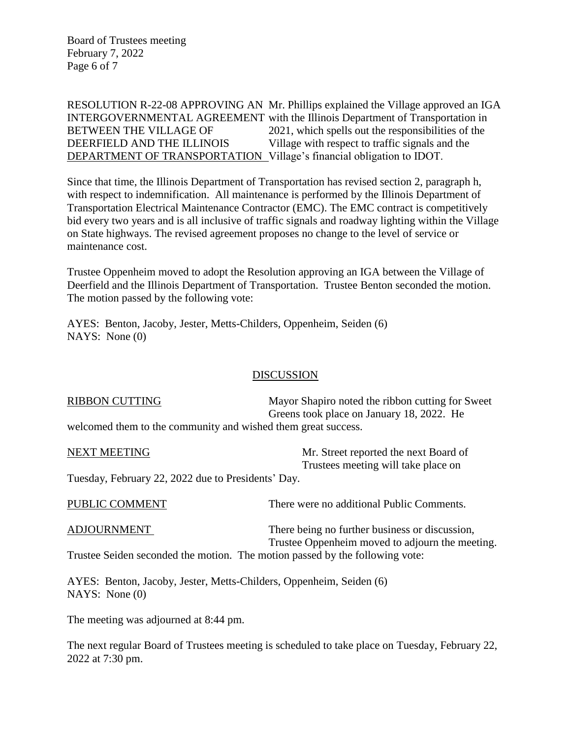RESOLUTION R-22-08 APPROVING AN INTERGOVERNMENTAL AGREEMENT BETWEEN THE VILLAGE OF DEERFIELD AND THE ILLINOIS DEPARTMENT OF TRANSPORTATION

Mr. Phillips explained the Village approved an IGA with the Illinois Department of Transportation in 2021, which spells out the responsibilities of the Village with respect to traffic signals and the Village's financial obligation to IDOT.

Since that time, the Illinois Department of Transportation has revised section 2, paragraph h, with respect to indemnification. All maintenance is performed by the Illinois Department of Transportation Electrical Maintenance Contractor (EMC). The EMC contract is competitively bid every two years and is all inclusive of traffic signals and roadway lighting within the Village on State highways. The revised agreement proposes no change to the level of service or maintenance cost.

Trustee Oppenheim moved to adopt the Resolution approving an IGA between the Village of Deerfield and the Illinois Department of Transportation. Trustee Benton seconded the motion. The motion passed by the following vote:

AYES: Benton, Jacoby, Jester, Metts-Childers, Oppenheim, Seiden (6)
NAYS: None (0)

## DISCUSSION

RIBBON CUTTING

Mayor Shapiro noted the ribbon cutting for Sweet Greens took place on January 18, 2022. He welcomed them to the community and wished them great success.

NEXT MEETING

Mr. Street reported the next Board of Trustees meeting will take place on Tuesday, February 22, 2022 due to Presidents' Day.

PUBLIC COMMENT

There were no additional Public Comments.

ADJOURNMENT

There being no further business or discussion, Trustee Oppenheim moved to adjourn the meeting. Trustee Seiden seconded the motion. The motion passed by the following vote:

AYES: Benton, Jacoby, Jester, Metts-Childers, Oppenheim, Seiden (6)
NAYS: None (0)

The meeting was adjourned at 8:44 pm.

The next regular Board of Trustees meeting is scheduled to take place on Tuesday, February 22, 2022 at 7:30 pm.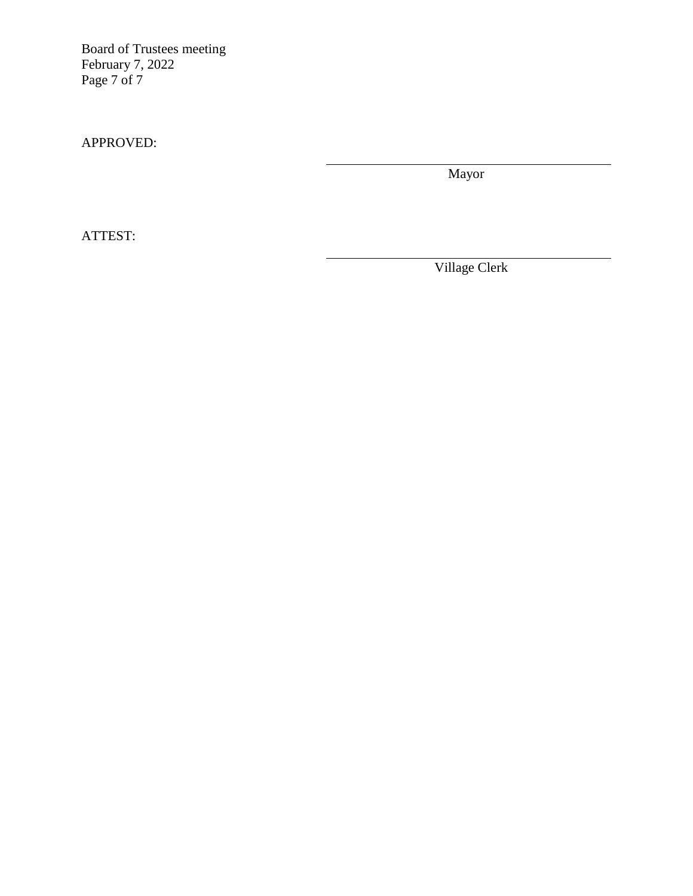APPROVED:

\_\_\_\_\_\_\_\_\_\_\_\_\_\_\_\_\_\_\_\_\_\_\_\_\_\_\_\_\_\_\_\_\_\_\_\_\_\_
Mayor

ATTEST:

\_\_\_\_\_\_\_\_\_\_\_\_\_\_\_\_\_\_\_\_\_\_\_\_\_\_\_\_\_\_\_\_\_\_\_\_\_\_
Village Clerk